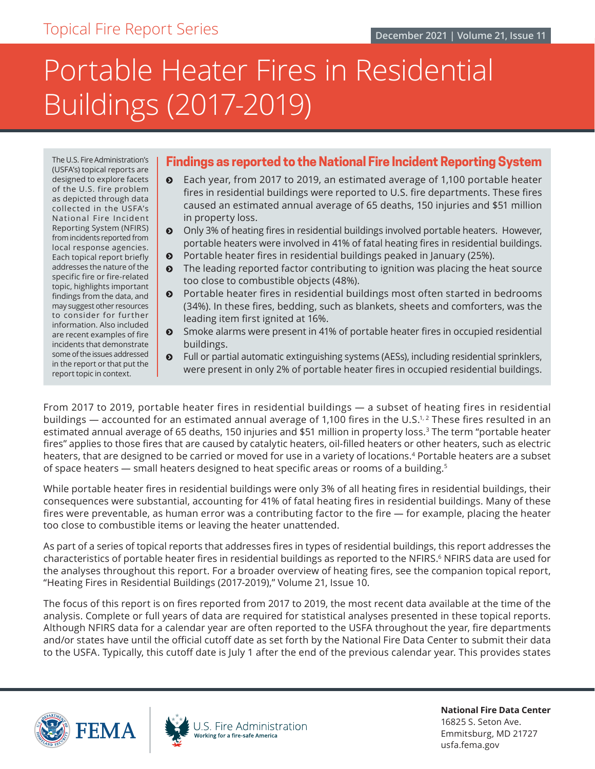Topical Fire Report Series

December 2021 | Volume 21, Issue 11

# Portable Heater Fires in Residential Buildings (2017-2019)

The U.S. Fire Administration's (USFA's) topical reports are designed to explore facets of the U.S. fire problem as depicted through data collected in the USFA's National Fire Incident Reporting System (NFIRS) from incidents reported from local response agencies. Each topical report briefly addresses the nature of the specific fire or fire-related topic, highlights important findings from the data, and may suggest other resources to consider for further information. Also included are recent examples of fire incidents that demonstrate some of the issues addressed in the report or that put the report topic in context.

## Findings as reported to the National Fire Incident Reporting System

- Each year, from 2017 to 2019, an estimated average of 1,100 portable heater fires in residential buildings were reported to U.S. fire departments. These fires caused an estimated annual average of 65 deaths, 150 injuries and $51 million in property loss.
- Only 3% of heating fires in residential buildings involved portable heaters. However, portable heaters were involved in 41% of fatal heating fires in residential buildings.
- Portable heater fires in residential buildings peaked in January (25%).
- The leading reported factor contributing to ignition was placing the heat source too close to combustible objects (48%).
- Portable heater fires in residential buildings most often started in bedrooms (34%). In these fires, bedding, such as blankets, sheets and comforters, was the leading item first ignited at 16%.
- Smoke alarms were present in 41% of portable heater fires in occupied residential buildings.
- Full or partial automatic extinguishing systems (AESs), including residential sprinklers, were present in only 2% of portable heater fires in occupied residential buildings.

From 2017 to 2019, portable heater fires in residential buildings — a subset of heating fires in residential buildings — accounted for an estimated annual average of 1,100 fires in the U.S.[1, 2] These fires resulted in an estimated annual average of 65 deaths, 150 injuries and $51 million in property loss.[3] The term "portable heater fires" applies to those fires that are caused by catalytic heaters, oil-filled heaters or other heaters, such as electric heaters, that are designed to be carried or moved for use in a variety of locations.[4] Portable heaters are a subset of space heaters — small heaters designed to heat specific areas or rooms of a building.[5]

While portable heater fires in residential buildings were only 3% of all heating fires in residential buildings, their consequences were substantial, accounting for 41% of fatal heating fires in residential buildings. Many of these fires were preventable, as human error was a contributing factor to the fire — for example, placing the heater too close to combustible items or leaving the heater unattended.

As part of a series of topical reports that addresses fires in types of residential buildings, this report addresses the characteristics of portable heater fires in residential buildings as reported to the NFIRS.[6] NFIRS data are used for the analyses throughout this report. For a broader overview of heating fires, see the companion topical report, "Heating Fires in Residential Buildings (2017-2019)," Volume 21, Issue 10.

The focus of this report is on fires reported from 2017 to 2019, the most recent data available at the time of the analysis. Complete or full years of data are required for statistical analyses presented in these topical reports. Although NFIRS data for a calendar year are often reported to the USFA throughout the year, fire departments and/or states have until the official cutoff date as set forth by the National Fire Data Center to submit their data to the USFA. Typically, this cutoff date is July 1 after the end of the previous calendar year. This provides states

FEMA | U.S. Fire Administration — Working for a fire-safe America

**National Fire Data Center**
16825 S. Seton Ave.
Emmitsburg, MD 21727
usfa.fema.gov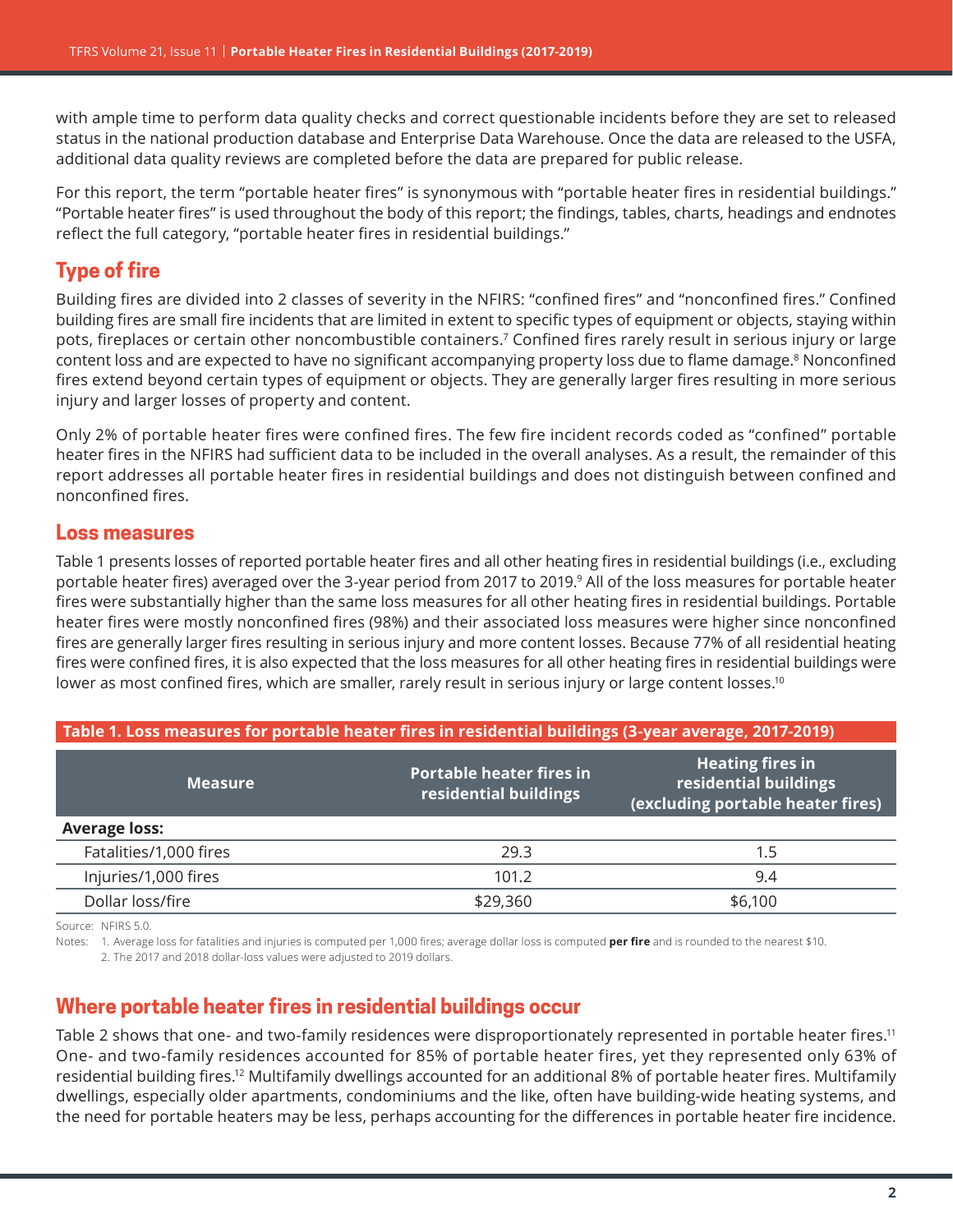with ample time to perform data quality checks and correct questionable incidents before they are set to released status in the national production database and Enterprise Data Warehouse. Once the data are released to the USFA, additional data quality reviews are completed before the data are prepared for public release.

For this report, the term "portable heater fires" is synonymous with "portable heater fires in residential buildings." "Portable heater fires" is used throughout the body of this report; the findings, tables, charts, headings and endnotes reflect the full category, "portable heater fires in residential buildings."

## Type of fire

Building fires are divided into 2 classes of severity in the NFIRS: "confined fires" and "nonconfined fires." Confined building fires are small fire incidents that are limited in extent to specific types of equipment or objects, staying within pots, fireplaces or certain other noncombustible containers.[7] Confined fires rarely result in serious injury or large content loss and are expected to have no significant accompanying property loss due to flame damage.[8] Nonconfined fires extend beyond certain types of equipment or objects. They are generally larger fires resulting in more serious injury and larger losses of property and content.

Only 2% of portable heater fires were confined fires. The few fire incident records coded as "confined" portable heater fires in the NFIRS had sufficient data to be included in the overall analyses. As a result, the remainder of this report addresses all portable heater fires in residential buildings and does not distinguish between confined and nonconfined fires.

### Loss measures

Table 1 presents losses of reported portable heater fires and all other heating fires in residential buildings (i.e., excluding portable heater fires) averaged over the 3-year period from 2017 to 2019.[9] All of the loss measures for portable heater fires were substantially higher than the same loss measures for all other heating fires in residential buildings. Portable heater fires were mostly nonconfined fires (98%) and their associated loss measures were higher since nonconfined fires are generally larger fires resulting in serious injury and more content losses. Because 77% of all residential heating fires were confined fires, it is also expected that the loss measures for all other heating fires in residential buildings were lower as most confined fires, which are smaller, rarely result in serious injury or large content losses.[10]

**Table 1. Loss measures for portable heater fires in residential buildings (3-year average, 2017-2019)**

| Measure | Portable heater fires in residential buildings | Heating fires in residential buildings (excluding portable heater fires) |
|---|---|---|
| **Average loss:** | | |
| Fatalities/1,000 fires | 29.3 | 1.5 |
| Injuries/1,000 fires | 101.2 | 9.4 |
| Dollar loss/fire | $29,360 | $6,100 |

Source: NFIRS 5.0.

Notes: 1. Average loss for fatalities and injuries is computed per 1,000 fires; average dollar loss is computed **per fire** and is rounded to the nearest $10.
2. The 2017 and 2018 dollar-loss values were adjusted to 2019 dollars.

## Where portable heater fires in residential buildings occur

Table 2 shows that one- and two-family residences were disproportionately represented in portable heater fires.[11] One- and two-family residences accounted for 85% of portable heater fires, yet they represented only 63% of residential building fires.[12] Multifamily dwellings accounted for an additional 8% of portable heater fires. Multifamily dwellings, especially older apartments, condominiums and the like, often have building-wide heating systems, and the need for portable heaters may be less, perhaps accounting for the differences in portable heater fire incidence.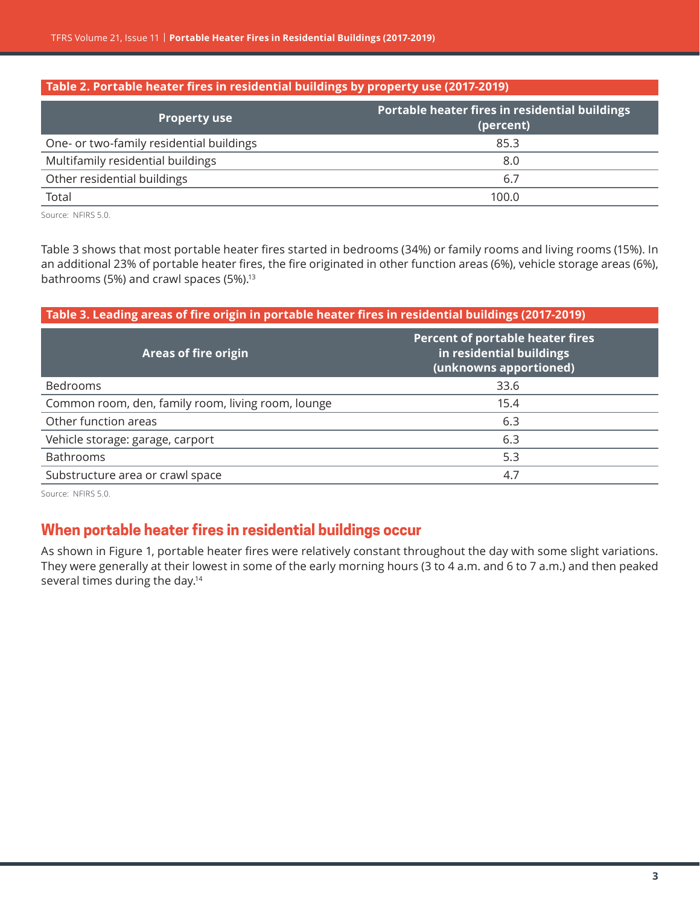**Table 2. Portable heater fires in residential buildings by property use (2017-2019)**

| Property use | Portable heater fires in residential buildings (percent) |
|---|---|
| One- or two-family residential buildings | 85.3 |
| Multifamily residential buildings | 8.0 |
| Other residential buildings | 6.7 |
| Total | 100.0 |

Source: NFIRS 5.0.

Table 3 shows that most portable heater fires started in bedrooms (34%) or family rooms and living rooms (15%). In an additional 23% of portable heater fires, the fire originated in other function areas (6%), vehicle storage areas (6%), bathrooms (5%) and crawl spaces (5%).[13]

**Table 3. Leading areas of fire origin in portable heater fires in residential buildings (2017-2019)**

| Areas of fire origin | Percent of portable heater fires in residential buildings (unknowns apportioned) |
|---|---|
| Bedrooms | 33.6 |
| Common room, den, family room, living room, lounge | 15.4 |
| Other function areas | 6.3 |
| Vehicle storage: garage, carport | 6.3 |
| Bathrooms | 5.3 |
| Substructure area or crawl space | 4.7 |

Source: NFIRS 5.0.

## When portable heater fires in residential buildings occur

As shown in Figure 1, portable heater fires were relatively constant throughout the day with some slight variations. They were generally at their lowest in some of the early morning hours (3 to 4 a.m. and 6 to 7 a.m.) and then peaked several times during the day.[14]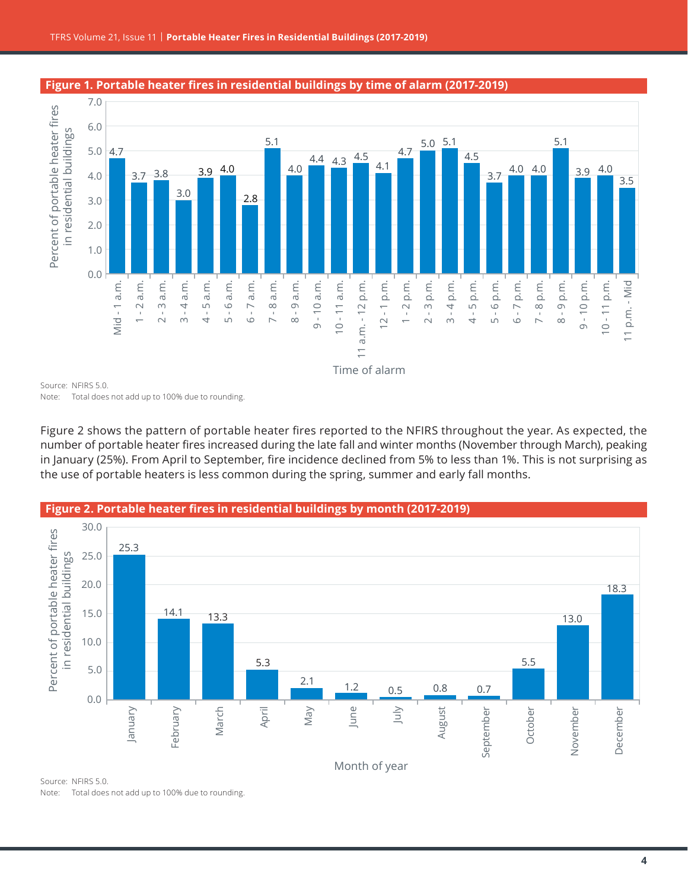**Figure 1. Portable heater fires in residential buildings by time of alarm (2017-2019)**

Percent of portable heater fires in residential buildings

7.0
6.0
5.0
4.0
3.0
2.0
1.0
0.0

4.7 3.7 3.8 3.0 3.9 4.0 2.8 5.1 4.0 4.4 4.3 4.5 4.1 4.7 5.0 5.1 4.5 3.7 4.0 4.0 5.1 3.9 4.0 3.5

Mid - 1 a.m.
1 - 2 a.m.
2 - 3 a.m.
3 - 4 a.m.
4 - 5 a.m.
5 - 6 a.m.
6 - 7 a.m.
7 - 8 a.m.
8 - 9 a.m.
9 - 10 a.m.
10 - 11 a.m.
11 a.m. - 12 p.m.
12 - 1 p.m.
1 - 2 p.m.
2 - 3 p.m.
3 - 4 p.m.
4 - 5 p.m.
5 - 6 p.m.
6 - 7 p.m.
7 - 8 p.m.
8 - 9 p.m.
9 - 10 p.m.
10 - 11 p.m.
11 p.m. - Mid

Time of alarm

Source: NFIRS 5.0.
Note: Total does not add up to 100% due to rounding.

Figure 2 shows the pattern of portable heater fires reported to the NFIRS throughout the year. As expected, the number of portable heater fires increased during the late fall and winter months (November through March), peaking in January (25%). From April to September, fire incidence declined from 5% to less than 1%. This is not surprising as the use of portable heaters is less common during the spring, summer and early fall months.

**Figure 2. Portable heater fires in residential buildings by month (2017-2019)**

Percent of portable heater fires in residential buildings

30.0
25.0
20.0
15.0
10.0
5.0
0.0

25.3 14.1 13.3 5.3 2.1 1.2 0.5 0.8 0.7 5.5 13.0 18.3

January
February
March
April
May
June
July
August
September
October
November
December

Month of year

Source: NFIRS 5.0.
Note: Total does not add up to 100% due to rounding.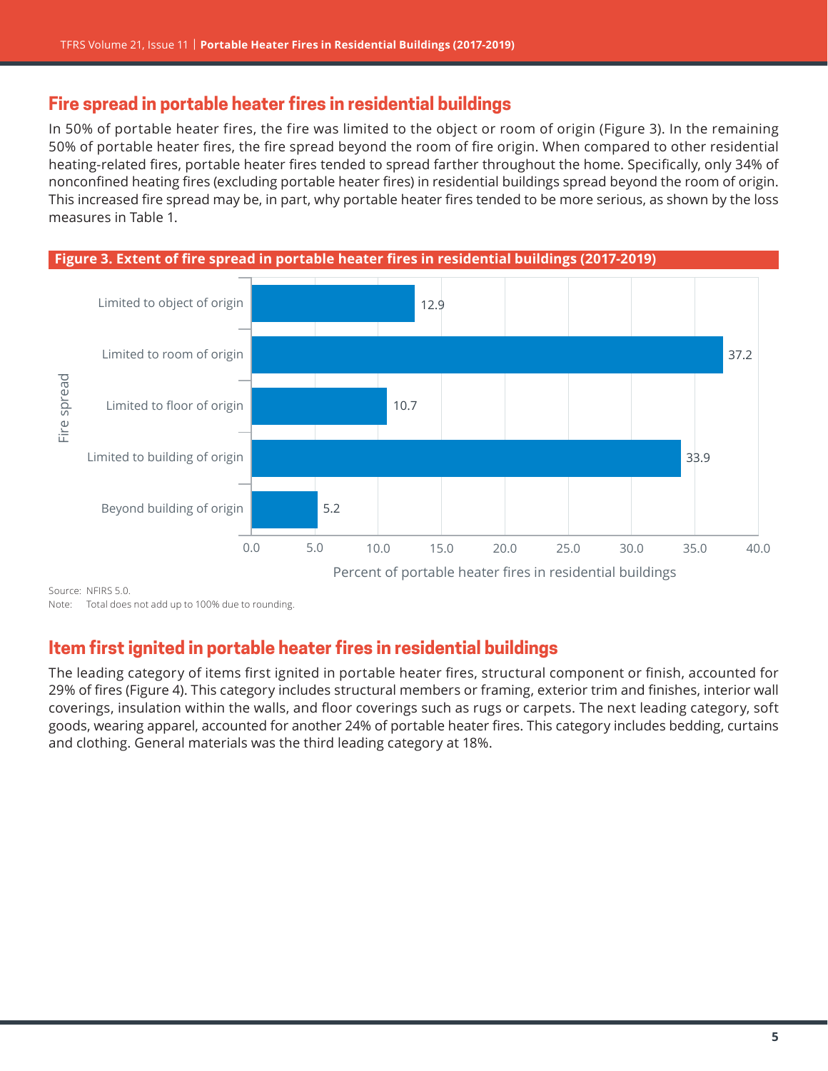## Fire spread in portable heater fires in residential buildings

In 50% of portable heater fires, the fire was limited to the object or room of origin (Figure 3). In the remaining 50% of portable heater fires, the fire spread beyond the room of fire origin. When compared to other residential heating-related fires, portable heater fires tended to spread farther throughout the home. Specifically, only 34% of nonconfined heating fires (excluding portable heater fires) in residential buildings spread beyond the room of origin. This increased fire spread may be, in part, why portable heater fires tended to be more serious, as shown by the loss measures in Table 1.

**Figure 3. Extent of fire spread in portable heater fires in residential buildings (2017-2019)**

Fire spread

Limited to object of origin 12.9

Limited to room of origin 37.2

Limited to floor of origin 10.7

Limited to building of origin 33.9

Beyond building of origin 5.2

0.0 5.0 10.0 15.0 20.0 25.0 30.0 35.0 40.0

Percent of portable heater fires in residential buildings

Source: NFIRS 5.0.
Note: Total does not add up to 100% due to rounding.

## Item first ignited in portable heater fires in residential buildings

The leading category of items first ignited in portable heater fires, structural component or finish, accounted for 29% of fires (Figure 4). This category includes structural members or framing, exterior trim and finishes, interior wall coverings, insulation within the walls, and floor coverings such as rugs or carpets. The next leading category, soft goods, wearing apparel, accounted for another 24% of portable heater fires. This category includes bedding, curtains and clothing. General materials was the third leading category at 18%.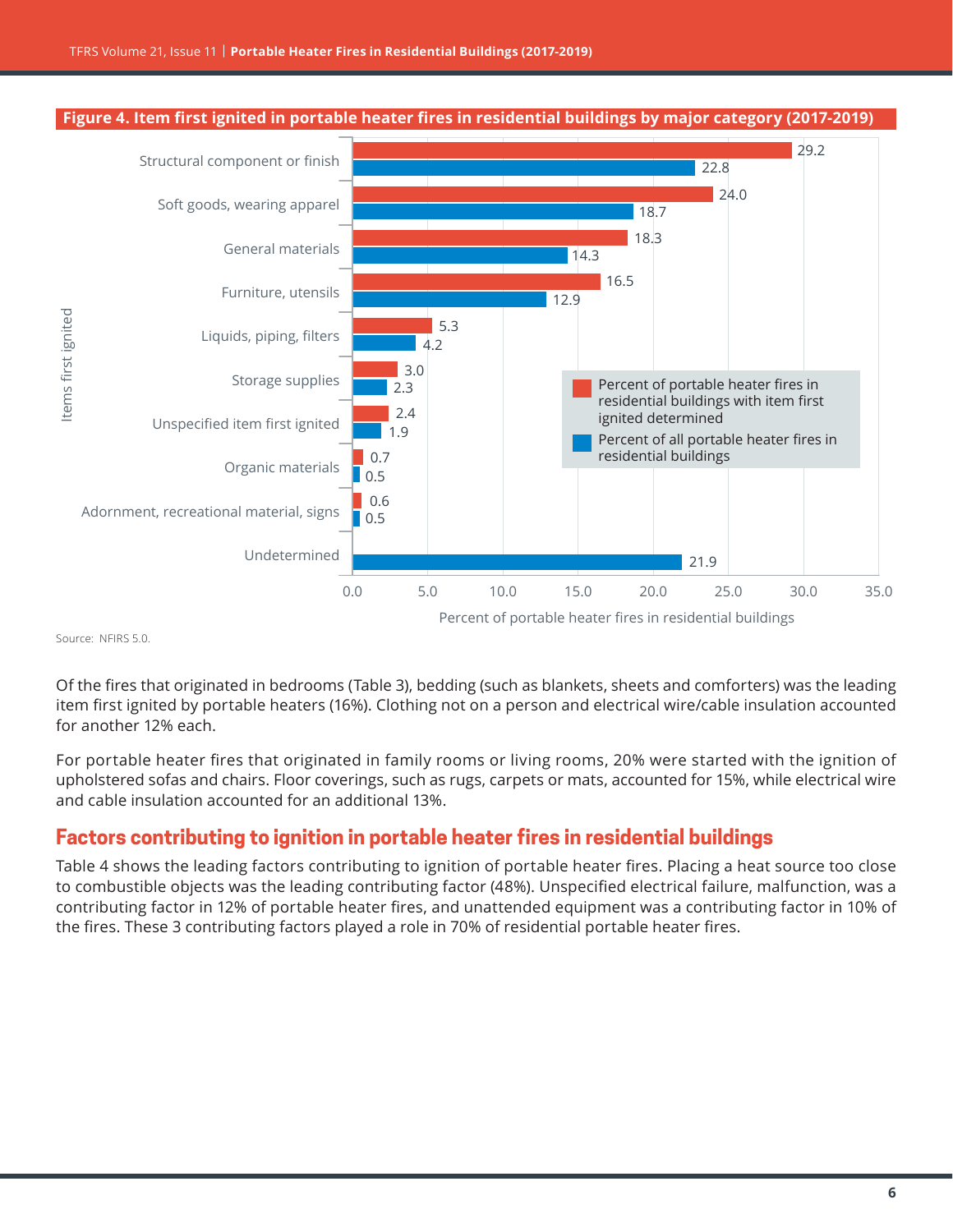**Figure 4. Item first ignited in portable heater fires in residential buildings by major category (2017-2019)**

Items first ignited

Structural component or finish 29.2 22.8
Soft goods, wearing apparel 24.0 18.7
General materials 18.3 14.3
Furniture, utensils 16.5 12.9
Liquids, piping, filters 5.3 4.2
Storage supplies 3.0 2.3
Unspecified item first ignited 2.4 1.9
Organic materials 0.7 0.5
Adornment, recreational material, signs 0.6 0.5
Undetermined 21.9

0.0 5.0 10.0 15.0 20.0 25.0 30.0 35.0

Percent of portable heater fires in residential buildings

Percent of portable heater fires in residential buildings with item first ignited determined

Percent of all portable heater fires in residential buildings

Source: NFIRS 5.0.

Of the fires that originated in bedrooms (Table 3), bedding (such as blankets, sheets and comforters) was the leading item first ignited by portable heaters (16%). Clothing not on a person and electrical wire/cable insulation accounted for another 12% each.

For portable heater fires that originated in family rooms or living rooms, 20% were started with the ignition of upholstered sofas and chairs. Floor coverings, such as rugs, carpets or mats, accounted for 15%, while electrical wire and cable insulation accounted for an additional 13%.

## Factors contributing to ignition in portable heater fires in residential buildings

Table 4 shows the leading factors contributing to ignition of portable heater fires. Placing a heat source too close to combustible objects was the leading contributing factor (48%). Unspecified electrical failure, malfunction, was a contributing factor in 12% of portable heater fires, and unattended equipment was a contributing factor in 10% of the fires. These 3 contributing factors played a role in 70% of residential portable heater fires.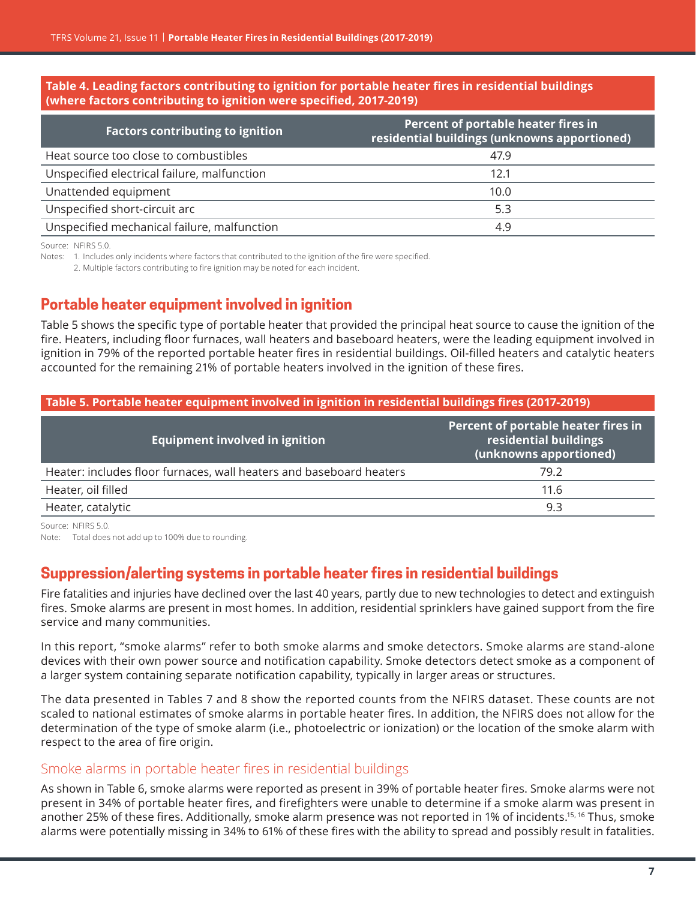**Table 4. Leading factors contributing to ignition for portable heater fires in residential buildings (where factors contributing to ignition were specified, 2017-2019)**

| Factors contributing to ignition | Percent of portable heater fires in residential buildings (unknowns apportioned) |
|---|---|
| Heat source too close to combustibles | 47.9 |
| Unspecified electrical failure, malfunction | 12.1 |
| Unattended equipment | 10.0 |
| Unspecified short-circuit arc | 5.3 |
| Unspecified mechanical failure, malfunction | 4.9 |

Source: NFIRS 5.0.
Notes: 1. Includes only incidents where factors that contributed to the ignition of the fire were specified.
2. Multiple factors contributing to fire ignition may be noted for each incident.

## Portable heater equipment involved in ignition

Table 5 shows the specific type of portable heater that provided the principal heat source to cause the ignition of the fire. Heaters, including floor furnaces, wall heaters and baseboard heaters, were the leading equipment involved in ignition in 79% of the reported portable heater fires in residential buildings. Oil-filled heaters and catalytic heaters accounted for the remaining 21% of portable heaters involved in the ignition of these fires.

**Table 5. Portable heater equipment involved in ignition in residential buildings fires (2017-2019)**

| Equipment involved in ignition | Percent of portable heater fires in residential buildings (unknowns apportioned) |
|---|---|
| Heater: includes floor furnaces, wall heaters and baseboard heaters | 79.2 |
| Heater, oil filled | 11.6 |
| Heater, catalytic | 9.3 |

Source: NFIRS 5.0.
Note: Total does not add up to 100% due to rounding.

## Suppression/alerting systems in portable heater fires in residential buildings

Fire fatalities and injuries have declined over the last 40 years, partly due to new technologies to detect and extinguish fires. Smoke alarms are present in most homes. In addition, residential sprinklers have gained support from the fire service and many communities.

In this report, "smoke alarms" refer to both smoke alarms and smoke detectors. Smoke alarms are stand-alone devices with their own power source and notification capability. Smoke detectors detect smoke as a component of a larger system containing separate notification capability, typically in larger areas or structures.

The data presented in Tables 7 and 8 show the reported counts from the NFIRS dataset. These counts are not scaled to national estimates of smoke alarms in portable heater fires. In addition, the NFIRS does not allow for the determination of the type of smoke alarm (i.e., photoelectric or ionization) or the location of the smoke alarm with respect to the area of fire origin.

### Smoke alarms in portable heater fires in residential buildings

As shown in Table 6, smoke alarms were reported as present in 39% of portable heater fires. Smoke alarms were not present in 34% of portable heater fires, and firefighters were unable to determine if a smoke alarm was present in another 25% of these fires. Additionally, smoke alarm presence was not reported in 1% of incidents.[15, 16] Thus, smoke alarms were potentially missing in 34% to 61% of these fires with the ability to spread and possibly result in fatalities.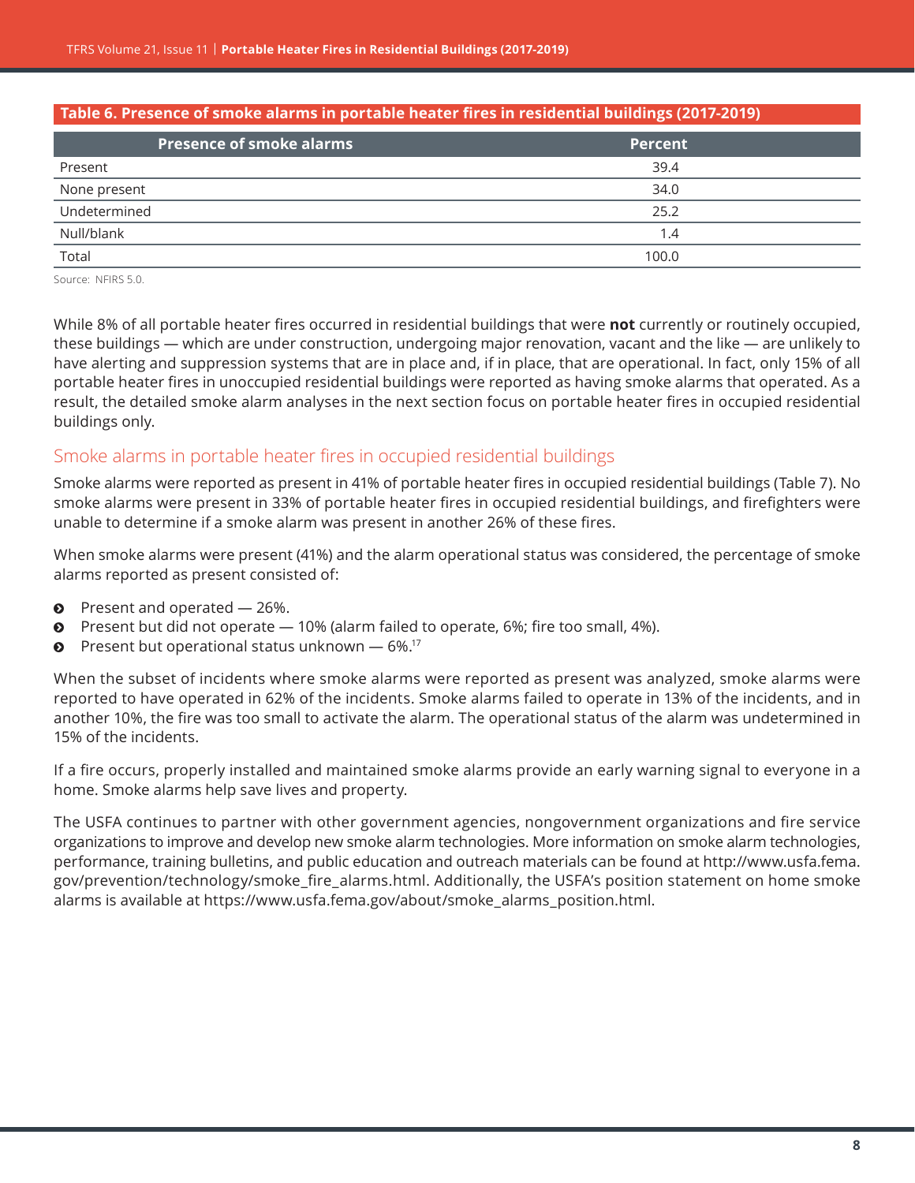**Table 6. Presence of smoke alarms in portable heater fires in residential buildings (2017-2019)**

| Presence of smoke alarms | Percent |
|---|---|
| Present | 39.4 |
| None present | 34.0 |
| Undetermined | 25.2 |
| Null/blank | 1.4 |
| Total | 100.0 |

Source: NFIRS 5.0.

While 8% of all portable heater fires occurred in residential buildings that were **not** currently or routinely occupied, these buildings — which are under construction, undergoing major renovation, vacant and the like — are unlikely to have alerting and suppression systems that are in place and, if in place, that are operational. In fact, only 15% of all portable heater fires in unoccupied residential buildings were reported as having smoke alarms that operated. As a result, the detailed smoke alarm analyses in the next section focus on portable heater fires in occupied residential buildings only.

## Smoke alarms in portable heater fires in occupied residential buildings

Smoke alarms were reported as present in 41% of portable heater fires in occupied residential buildings (Table 7). No smoke alarms were present in 33% of portable heater fires in occupied residential buildings, and firefighters were unable to determine if a smoke alarm was present in another 26% of these fires.

When smoke alarms were present (41%) and the alarm operational status was considered, the percentage of smoke alarms reported as present consisted of:

- Present and operated — 26%.
- Present but did not operate — 10% (alarm failed to operate, 6%; fire too small, 4%).
- Present but operational status unknown — 6%.[17]

When the subset of incidents where smoke alarms were reported as present was analyzed, smoke alarms were reported to have operated in 62% of the incidents. Smoke alarms failed to operate in 13% of the incidents, and in another 10%, the fire was too small to activate the alarm. The operational status of the alarm was undetermined in 15% of the incidents.

If a fire occurs, properly installed and maintained smoke alarms provide an early warning signal to everyone in a home. Smoke alarms help save lives and property.

The USFA continues to partner with other government agencies, nongovernment organizations and fire service organizations to improve and develop new smoke alarm technologies. More information on smoke alarm technologies, performance, training bulletins, and public education and outreach materials can be found at http://www.usfa.fema.gov/prevention/technology/smoke_fire_alarms.html. Additionally, the USFA's position statement on home smoke alarms is available at https://www.usfa.fema.gov/about/smoke_alarms_position.html.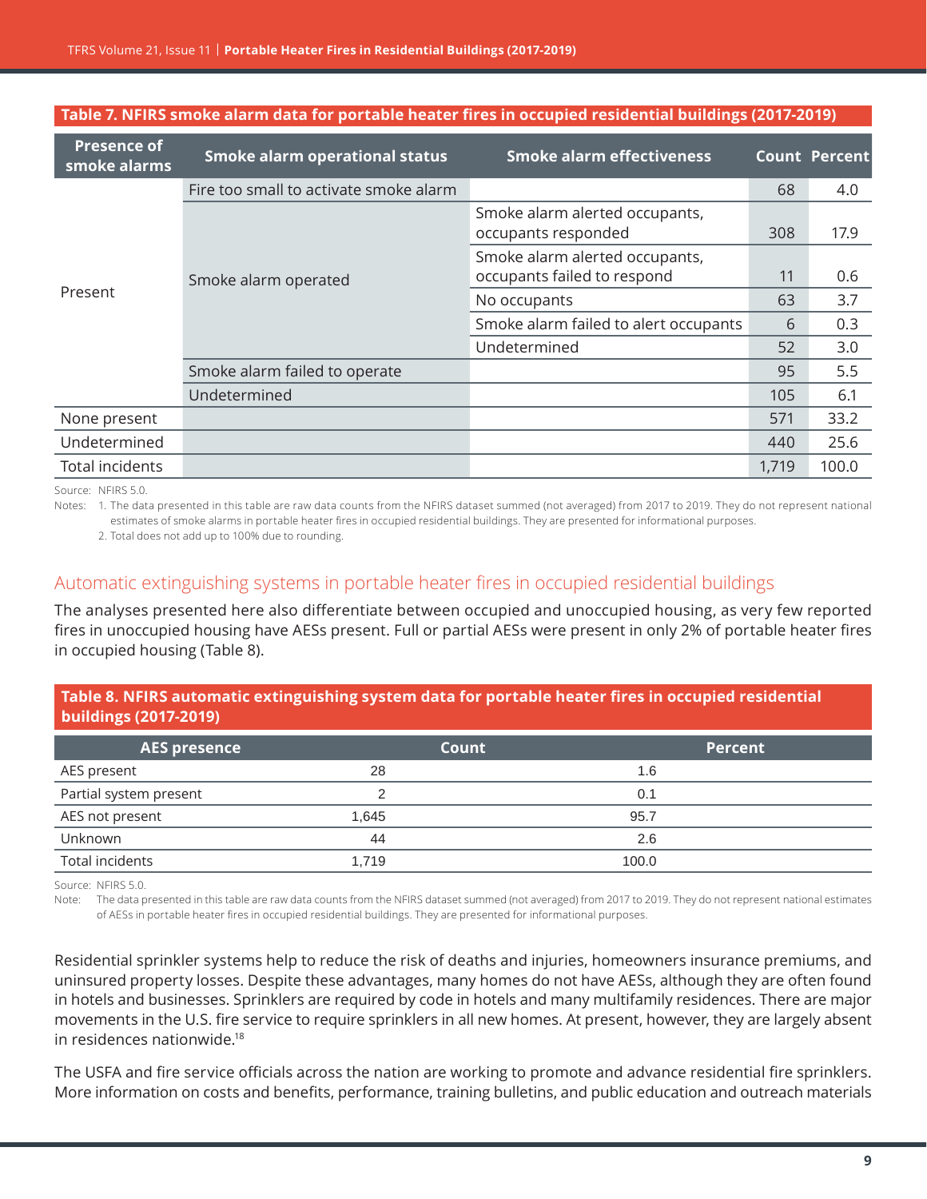**Table 7. NFIRS smoke alarm data for portable heater fires in occupied residential buildings (2017-2019)**

| Presence of smoke alarms | Smoke alarm operational status | Smoke alarm effectiveness | Count | Percent |
|---|---|---|---|---|
| Present | Fire too small to activate smoke alarm | | 68 | 4.0 |
| | Smoke alarm operated | Smoke alarm alerted occupants, occupants responded | 308 | 17.9 |
| | | Smoke alarm alerted occupants, occupants failed to respond | 11 | 0.6 |
| | | No occupants | 63 | 3.7 |
| | | Smoke alarm failed to alert occupants | 6 | 0.3 |
| | | Undetermined | 52 | 3.0 |
| | Smoke alarm failed to operate | | 95 | 5.5 |
| | Undetermined | | 105 | 6.1 |
| None present | | | 571 | 33.2 |
| Undetermined | | | 440 | 25.6 |
| Total incidents | | | 1,719 | 100.0 |

Source: NFIRS 5.0.

Notes: 1. The data presented in this table are raw data counts from the NFIRS dataset summed (not averaged) from 2017 to 2019. They do not represent national estimates of smoke alarms in portable heater fires in occupied residential buildings. They are presented for informational purposes.

2. Total does not add up to 100% due to rounding.

## Automatic extinguishing systems in portable heater fires in occupied residential buildings

The analyses presented here also differentiate between occupied and unoccupied housing, as very few reported fires in unoccupied housing have AESs present. Full or partial AESs were present in only 2% of portable heater fires in occupied housing (Table 8).

**Table 8. NFIRS automatic extinguishing system data for portable heater fires in occupied residential buildings (2017-2019)**

| AES presence | Count | Percent |
|---|---|---|
| AES present | 28 | 1.6 |
| Partial system present | 2 | 0.1 |
| AES not present | 1,645 | 95.7 |
| Unknown | 44 | 2.6 |
| Total incidents | 1,719 | 100.0 |

Source: NFIRS 5.0.

Note: The data presented in this table are raw data counts from the NFIRS dataset summed (not averaged) from 2017 to 2019. They do not represent national estimates of AESs in portable heater fires in occupied residential buildings. They are presented for informational purposes.

Residential sprinkler systems help to reduce the risk of deaths and injuries, homeowners insurance premiums, and uninsured property losses. Despite these advantages, many homes do not have AESs, although they are often found in hotels and businesses. Sprinklers are required by code in hotels and many multifamily residences. There are major movements in the U.S. fire service to require sprinklers in all new homes. At present, however, they are largely absent in residences nationwide.[18]

The USFA and fire service officials across the nation are working to promote and advance residential fire sprinklers. More information on costs and benefits, performance, training bulletins, and public education and outreach materials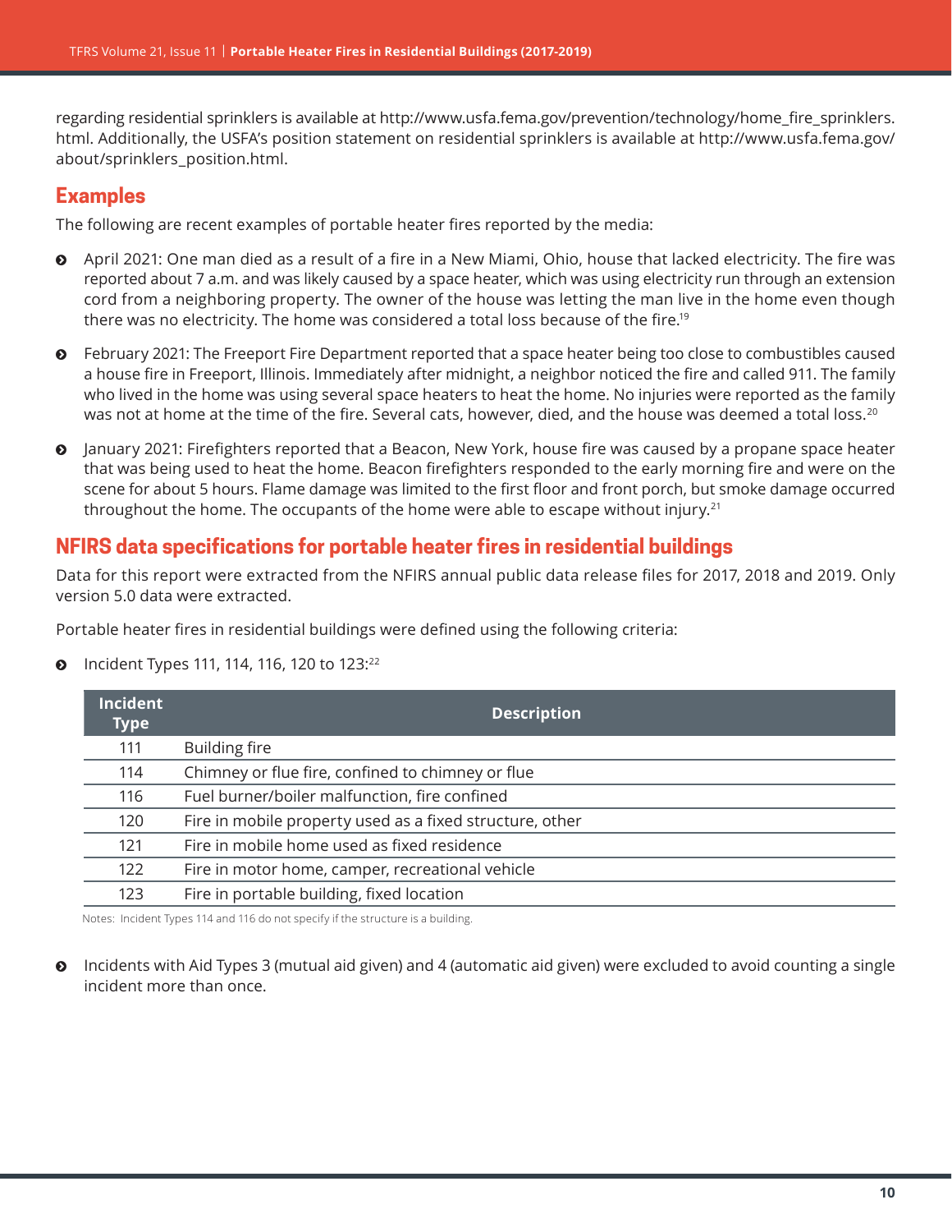regarding residential sprinklers is available at http://www.usfa.fema.gov/prevention/technology/home_fire_sprinklers.html. Additionally, the USFA's position statement on residential sprinklers is available at http://www.usfa.fema.gov/about/sprinklers_position.html.

## Examples

The following are recent examples of portable heater fires reported by the media:

- April 2021: One man died as a result of a fire in a New Miami, Ohio, house that lacked electricity. The fire was reported about 7 a.m. and was likely caused by a space heater, which was using electricity run through an extension cord from a neighboring property. The owner of the house was letting the man live in the home even though there was no electricity. The home was considered a total loss because of the fire.[19]
- February 2021: The Freeport Fire Department reported that a space heater being too close to combustibles caused a house fire in Freeport, Illinois. Immediately after midnight, a neighbor noticed the fire and called 911. The family who lived in the home was using several space heaters to heat the home. No injuries were reported as the family was not at home at the time of the fire. Several cats, however, died, and the house was deemed a total loss.[20]
- January 2021: Firefighters reported that a Beacon, New York, house fire was caused by a propane space heater that was being used to heat the home. Beacon firefighters responded to the early morning fire and were on the scene for about 5 hours. Flame damage was limited to the first floor and front porch, but smoke damage occurred throughout the home. The occupants of the home were able to escape without injury.[21]

## NFIRS data specifications for portable heater fires in residential buildings

Data for this report were extracted from the NFIRS annual public data release files for 2017, 2018 and 2019. Only version 5.0 data were extracted.

Portable heater fires in residential buildings were defined using the following criteria:

- Incident Types 111, 114, 116, 120 to 123:[22]

| Incident Type | Description |
|---|---|
| 111 | Building fire |
| 114 | Chimney or flue fire, confined to chimney or flue |
| 116 | Fuel burner/boiler malfunction, fire confined |
| 120 | Fire in mobile property used as a fixed structure, other |
| 121 | Fire in mobile home used as fixed residence |
| 122 | Fire in motor home, camper, recreational vehicle |
| 123 | Fire in portable building, fixed location |

Notes: Incident Types 114 and 116 do not specify if the structure is a building.

- Incidents with Aid Types 3 (mutual aid given) and 4 (automatic aid given) were excluded to avoid counting a single incident more than once.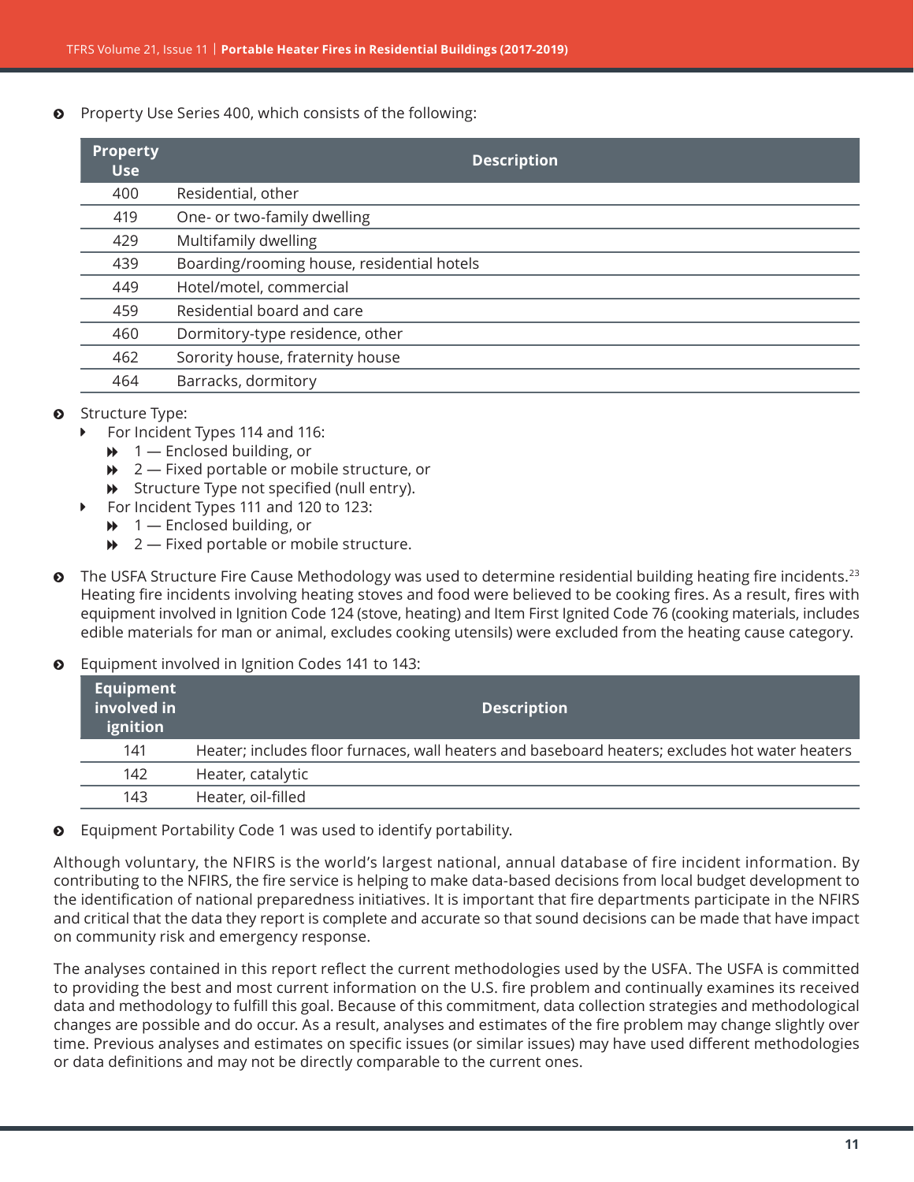- Property Use Series 400, which consists of the following:

| Property Use | Description |
|---|---|
| 400 | Residential, other |
| 419 | One- or two-family dwelling |
| 429 | Multifamily dwelling |
| 439 | Boarding/rooming house, residential hotels |
| 449 | Hotel/motel, commercial |
| 459 | Residential board and care |
| 460 | Dormitory-type residence, other |
| 462 | Sorority house, fraternity house |
| 464 | Barracks, dormitory |

- Structure Type:
  - For Incident Types 114 and 116:
    - 1 — Enclosed building, or
    - 2 — Fixed portable or mobile structure, or
    - Structure Type not specified (null entry).
  - For Incident Types 111 and 120 to 123:
    - 1 — Enclosed building, or
    - 2 — Fixed portable or mobile structure.
- The USFA Structure Fire Cause Methodology was used to determine residential building heating fire incidents.[23] Heating fire incidents involving heating stoves and food were believed to be cooking fires. As a result, fires with equipment involved in Ignition Code 124 (stove, heating) and Item First Ignited Code 76 (cooking materials, includes edible materials for man or animal, excludes cooking utensils) were excluded from the heating cause category.
- Equipment involved in Ignition Codes 141 to 143:

| Equipment involved in ignition | Description |
|---|---|
| 141 | Heater; includes floor furnaces, wall heaters and baseboard heaters; excludes hot water heaters |
| 142 | Heater, catalytic |
| 143 | Heater, oil-filled |

- Equipment Portability Code 1 was used to identify portability.

Although voluntary, the NFIRS is the world's largest national, annual database of fire incident information. By contributing to the NFIRS, the fire service is helping to make data-based decisions from local budget development to the identification of national preparedness initiatives. It is important that fire departments participate in the NFIRS and critical that the data they report is complete and accurate so that sound decisions can be made that have impact on community risk and emergency response.

The analyses contained in this report reflect the current methodologies used by the USFA. The USFA is committed to providing the best and most current information on the U.S. fire problem and continually examines its received data and methodology to fulfill this goal. Because of this commitment, data collection strategies and methodological changes are possible and do occur. As a result, analyses and estimates of the fire problem may change slightly over time. Previous analyses and estimates on specific issues (or similar issues) may have used different methodologies or data definitions and may not be directly comparable to the current ones.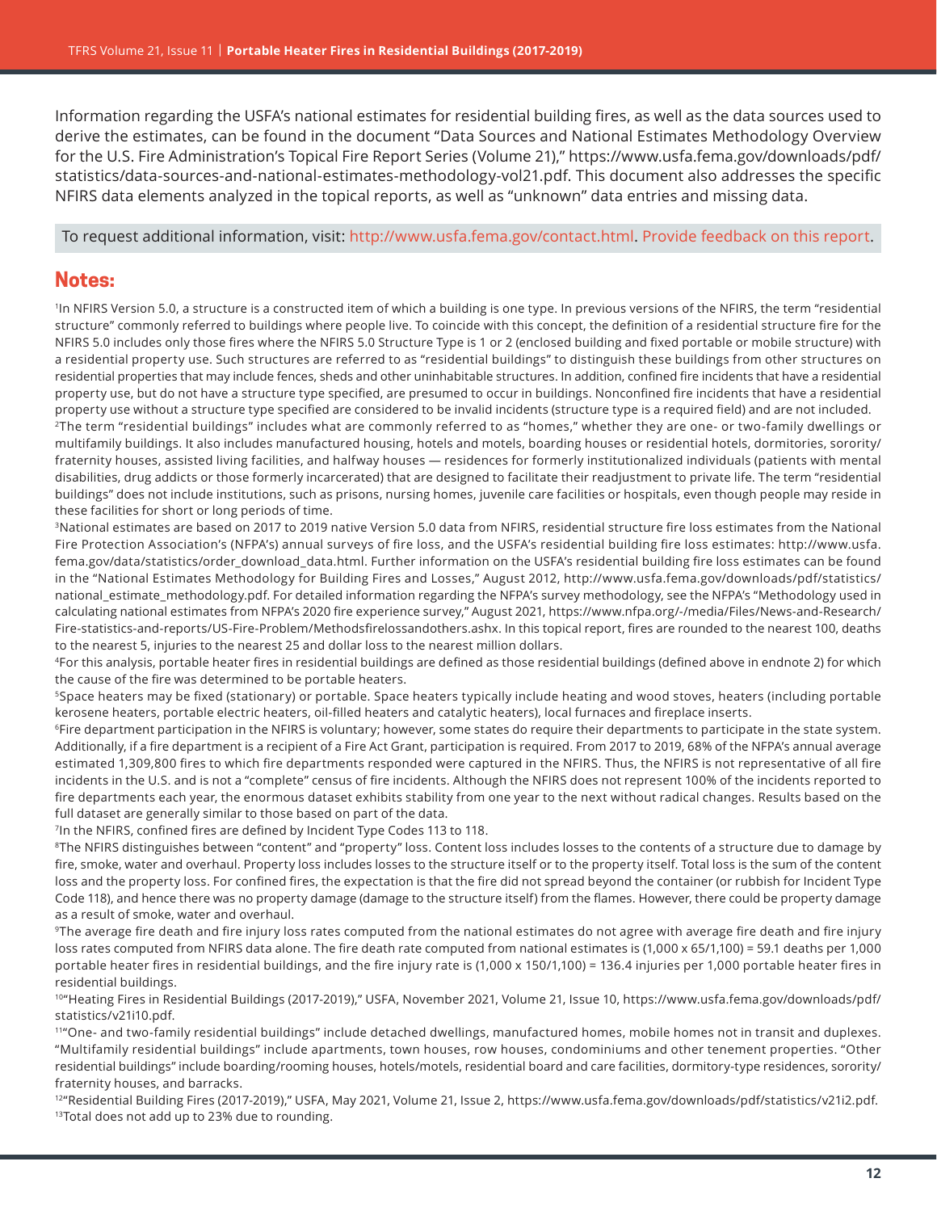Information regarding the USFA's national estimates for residential building fires, as well as the data sources used to derive the estimates, can be found in the document "Data Sources and National Estimates Methodology Overview for the U.S. Fire Administration's Topical Fire Report Series (Volume 21)," https://www.usfa.fema.gov/downloads/pdf/statistics/data-sources-and-national-estimates-methodology-vol21.pdf. This document also addresses the specific NFIRS data elements analyzed in the topical reports, as well as "unknown" data entries and missing data.

To request additional information, visit: http://www.usfa.fema.gov/contact.html. Provide feedback on this report.

## Notes:

[1]In NFIRS Version 5.0, a structure is a constructed item of which a building is one type. In previous versions of the NFIRS, the term "residential structure" commonly referred to buildings where people live. To coincide with this concept, the definition of a residential structure fire for the NFIRS 5.0 includes only those fires where the NFIRS 5.0 Structure Type is 1 or 2 (enclosed building and fixed portable or mobile structure) with a residential property use. Such structures are referred to as "residential buildings" to distinguish these buildings from other structures on residential properties that may include fences, sheds and other uninhabitable structures. In addition, confined fire incidents that have a residential property use, but do not have a structure type specified, are presumed to occur in buildings. Nonconfined fire incidents that have a residential property use without a structure type specified are considered to be invalid incidents (structure type is a required field) and are not included.

[2]The term "residential buildings" includes what are commonly referred to as "homes," whether they are one- or two-family dwellings or multifamily buildings. It also includes manufactured housing, hotels and motels, boarding houses or residential hotels, dormitories, sorority/fraternity houses, assisted living facilities, and halfway houses — residences for formerly institutionalized individuals (patients with mental disabilities, drug addicts or those formerly incarcerated) that are designed to facilitate their readjustment to private life. The term "residential buildings" does not include institutions, such as prisons, nursing homes, juvenile care facilities or hospitals, even though people may reside in these facilities for short or long periods of time.

[3]National estimates are based on 2017 to 2019 native Version 5.0 data from NFIRS, residential structure fire loss estimates from the National Fire Protection Association's (NFPA's) annual surveys of fire loss, and the USFA's residential building fire loss estimates: http://www.usfa.fema.gov/data/statistics/order_download_data.html. Further information on the USFA's residential building fire loss estimates can be found in the "National Estimates Methodology for Building Fires and Losses," August 2012, http://www.usfa.fema.gov/downloads/pdf/statistics/national_estimate_methodology.pdf. For detailed information regarding the NFPA's survey methodology, see the NFPA's "Methodology used in calculating national estimates from NFPA's 2020 fire experience survey," August 2021, https://www.nfpa.org/-/media/Files/News-and-Research/Fire-statistics-and-reports/US-Fire-Problem/Methodsfirelossandothers.ashx. In this topical report, fires are rounded to the nearest 100, deaths to the nearest 5, injuries to the nearest 25 and dollar loss to the nearest million dollars.

[4]For this analysis, portable heater fires in residential buildings are defined as those residential buildings (defined above in endnote 2) for which the cause of the fire was determined to be portable heaters.

[5]Space heaters may be fixed (stationary) or portable. Space heaters typically include heating and wood stoves, heaters (including portable kerosene heaters, portable electric heaters, oil-filled heaters and catalytic heaters), local furnaces and fireplace inserts.

[6]Fire department participation in the NFIRS is voluntary; however, some states do require their departments to participate in the state system. Additionally, if a fire department is a recipient of a Fire Act Grant, participation is required. From 2017 to 2019, 68% of the NFPA's annual average estimated 1,309,800 fires to which fire departments responded were captured in the NFIRS. Thus, the NFIRS is not representative of all fire incidents in the U.S. and is not a "complete" census of fire incidents. Although the NFIRS does not represent 100% of the incidents reported to fire departments each year, the enormous dataset exhibits stability from one year to the next without radical changes. Results based on the full dataset are generally similar to those based on part of the data.

[7]In the NFIRS, confined fires are defined by Incident Type Codes 113 to 118.

[8]The NFIRS distinguishes between "content" and "property" loss. Content loss includes losses to the contents of a structure due to damage by fire, smoke, water and overhaul. Property loss includes losses to the structure itself or to the property itself. Total loss is the sum of the content loss and the property loss. For confined fires, the expectation is that the fire did not spread beyond the container (or rubbish for Incident Type Code 118), and hence there was no property damage (damage to the structure itself) from the flames. However, there could be property damage as a result of smoke, water and overhaul.

[9]The average fire death and fire injury loss rates computed from the national estimates do not agree with average fire death and fire injury loss rates computed from NFIRS data alone. The fire death rate computed from national estimates is $(1{,}000 \times 65/1{,}100) = 59.1$ deaths per 1,000 portable heater fires in residential buildings, and the fire injury rate is $(1{,}000 \times 150/1{,}100) = 136.4$ injuries per 1,000 portable heater fires in residential buildings.

[10]"Heating Fires in Residential Buildings (2017-2019)," USFA, November 2021, Volume 21, Issue 10, https://www.usfa.fema.gov/downloads/pdf/statistics/v21i10.pdf.

[11]"One- and two-family residential buildings" include detached dwellings, manufactured homes, mobile homes not in transit and duplexes. "Multifamily residential buildings" include apartments, town houses, row houses, condominiums and other tenement properties. "Other residential buildings" include boarding/rooming houses, hotels/motels, residential board and care facilities, dormitory-type residences, sorority/fraternity houses, and barracks.

[12]"Residential Building Fires (2017-2019)," USFA, May 2021, Volume 21, Issue 2, https://www.usfa.fema.gov/downloads/pdf/statistics/v21i2.pdf.

[13]Total does not add up to 23% due to rounding.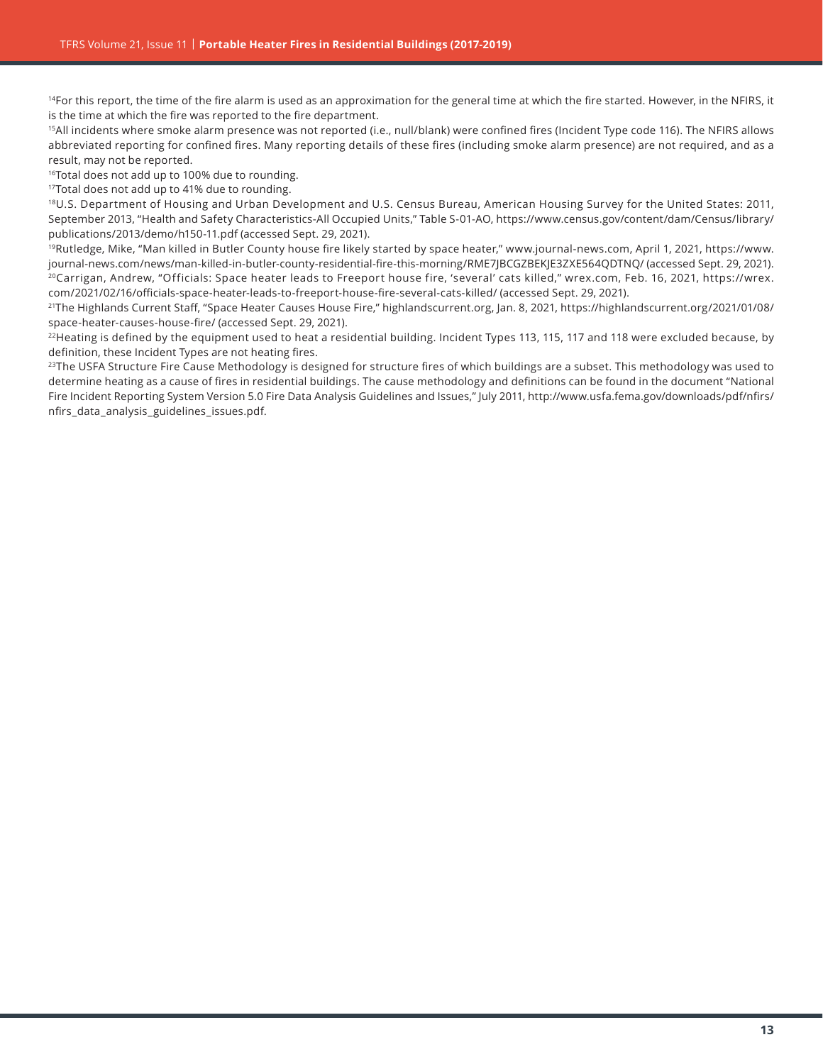[14]For this report, the time of the fire alarm is used as an approximation for the general time at which the fire started. However, in the NFIRS, it is the time at which the fire was reported to the fire department.

[15]All incidents where smoke alarm presence was not reported (i.e., null/blank) were confined fires (Incident Type code 116). The NFIRS allows abbreviated reporting for confined fires. Many reporting details of these fires (including smoke alarm presence) are not required, and as a result, may not be reported.

[16]Total does not add up to 100% due to rounding.

[17]Total does not add up to 41% due to rounding.

[18]U.S. Department of Housing and Urban Development and U.S. Census Bureau, American Housing Survey for the United States: 2011, September 2013, "Health and Safety Characteristics-All Occupied Units," Table S-01-AO, https://www.census.gov/content/dam/Census/library/publications/2013/demo/h150-11.pdf (accessed Sept. 29, 2021).

[19]Rutledge, Mike, "Man killed in Butler County house fire likely started by space heater," www.journal-news.com, April 1, 2021, https://www.journal-news.com/news/man-killed-in-butler-county-residential-fire-this-morning/RME7JBCGZBEKJE3ZXE564QDTNQ/ (accessed Sept. 29, 2021).

[20]Carrigan, Andrew, "Officials: Space heater leads to Freeport house fire, 'several' cats killed," wrex.com, Feb. 16, 2021, https://wrex.com/2021/02/16/officials-space-heater-leads-to-freeport-house-fire-several-cats-killed/ (accessed Sept. 29, 2021).

[21]The Highlands Current Staff, "Space Heater Causes House Fire," highlandscurrent.org, Jan. 8, 2021, https://highlandscurrent.org/2021/01/08/space-heater-causes-house-fire/ (accessed Sept. 29, 2021).

[22]Heating is defined by the equipment used to heat a residential building. Incident Types 113, 115, 117 and 118 were excluded because, by definition, these Incident Types are not heating fires.

[23]The USFA Structure Fire Cause Methodology is designed for structure fires of which buildings are a subset. This methodology was used to determine heating as a cause of fires in residential buildings. The cause methodology and definitions can be found in the document "National Fire Incident Reporting System Version 5.0 Fire Data Analysis Guidelines and Issues," July 2011, http://www.usfa.fema.gov/downloads/pdf/nfirs/nfirs_data_analysis_guidelines_issues.pdf.